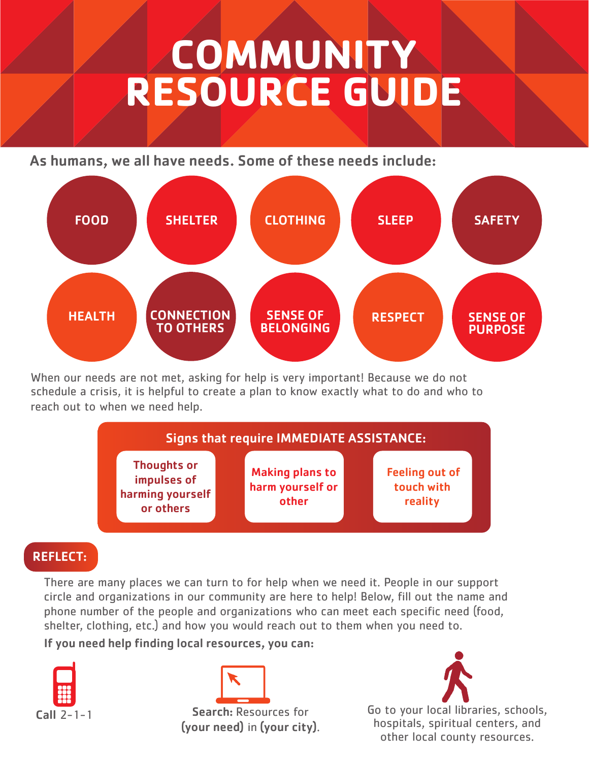# COMMUNITY RESOURCE GUIDE

**As humans, we all have needs. Some of these needs include:**

- FOOD
- SHELTER
- CLOTHING
- SLEEP
- SAFETY
- HEALTH
- CONNECTION TO OTHERS
- SENSE OF BELONGING
- RESPECT
- SENSE OF PURPOSE

When our needs are not met, asking for help is very important! Because we do not schedule a crisis, it is helpful to create a plan to know exactly what to do and who to reach out to when we need help.

**Signs that require IMMEDIATE ASSISTANCE:**

- Thoughts or impulses of harming yourself or others
- Making plans to harm yourself or other
- Feeling out of touch with reality

## REFLECT:

There are many places we can turn to for help when we need it. People in our support circle and organizations in our community are here to help! Below, fill out the name and phone number of the people and organizations who can meet each specific need (food, shelter, clothing, etc.) and how you would reach out to them when you need to.

**If you need help finding local resources, you can:**

- **Call** 2-1-1
- **Search:** Resources for **(your need)** in **(your city)**.
- Go to your local libraries, schools, hospitals, spiritual centers, and other local county resources.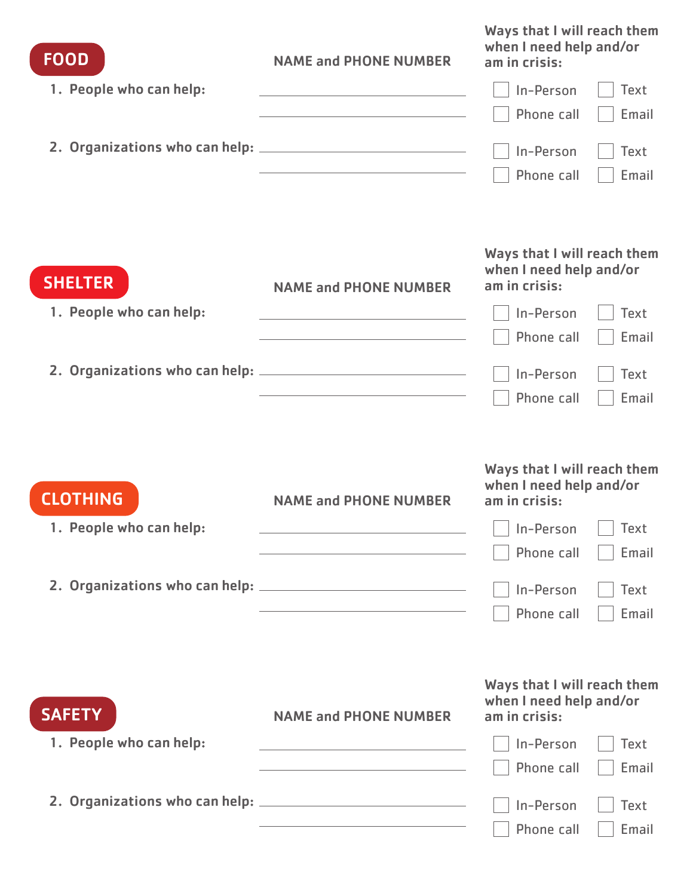## FOOD

| | NAME and PHONE NUMBER | Ways that I will reach them when I need help and/or am in crisis: |
|---|---|---|
| 1. People who can help: | ____________________ | ☐ In-Person ☐ Text ☐ Phone call ☐ Email |
| | ____________________ | |
| 2. Organizations who can help: | ____________________ | ☐ In-Person ☐ Text ☐ Phone call ☐ Email |
| | ____________________ | |

## SHELTER

| | NAME and PHONE NUMBER | Ways that I will reach them when I need help and/or am in crisis: |
|---|---|---|
| 1. People who can help: | ____________________ | ☐ In-Person ☐ Text ☐ Phone call ☐ Email |
| | ____________________ | |
| 2. Organizations who can help: | ____________________ | ☐ In-Person ☐ Text ☐ Phone call ☐ Email |
| | ____________________ | |

## CLOTHING

| | NAME and PHONE NUMBER | Ways that I will reach them when I need help and/or am in crisis: |
|---|---|---|
| 1. People who can help: | ____________________ | ☐ In-Person ☐ Text ☐ Phone call ☐ Email |
| | ____________________ | |
| 2. Organizations who can help: | ____________________ | ☐ In-Person ☐ Text ☐ Phone call ☐ Email |
| | ____________________ | |

## SAFETY

| | NAME and PHONE NUMBER | Ways that I will reach them when I need help and/or am in crisis: |
|---|---|---|
| 1. People who can help: | ____________________ | ☐ In-Person ☐ Text ☐ Phone call ☐ Email |
| | ____________________ | |
| 2. Organizations who can help: | ____________________ | ☐ In-Person ☐ Text ☐ Phone call ☐ Email |
| | ____________________ | |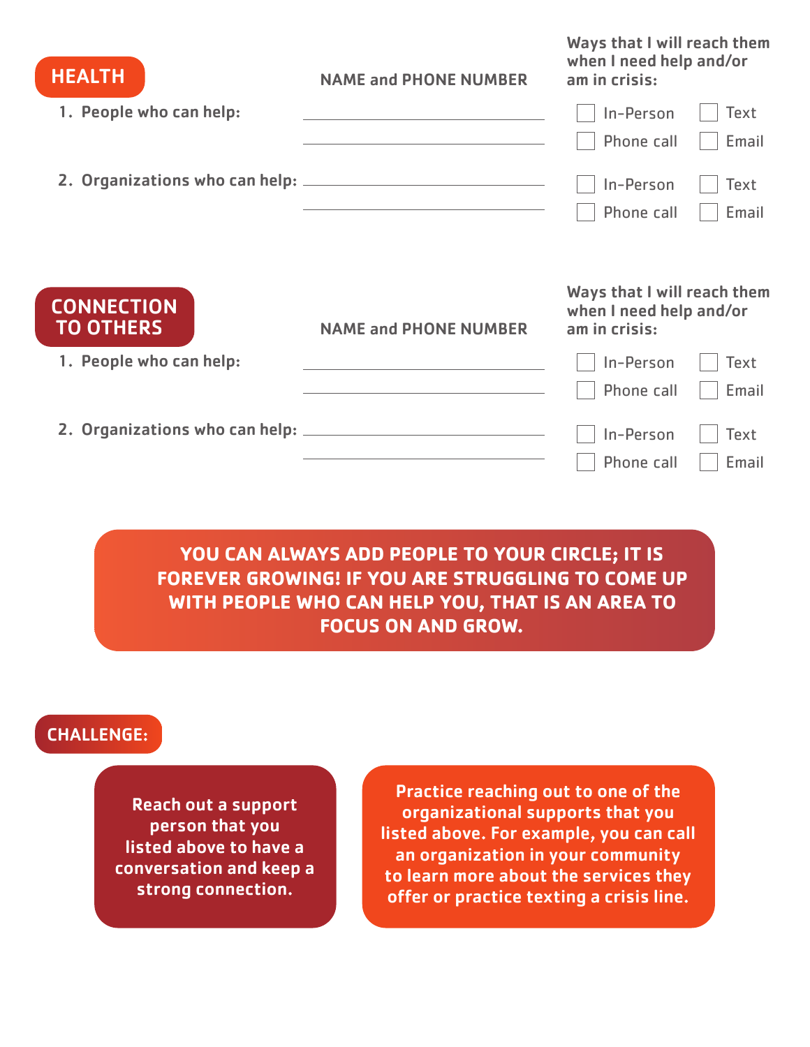## HEALTH

| | NAME and PHONE NUMBER | Ways that I will reach them when I need help and/or am in crisis: |
|---|---|---|
| 1. People who can help: | ______________________ | ☐ In-Person ☐ Text |
| | ______________________ | ☐ Phone call ☐ Email |
| 2. Organizations who can help: | ______________________ | ☐ In-Person ☐ Text |
| | ______________________ | ☐ Phone call ☐ Email |

## CONNECTION TO OTHERS

| | NAME and PHONE NUMBER | Ways that I will reach them when I need help and/or am in crisis: |
|---|---|---|
| 1. People who can help: | ______________________ | ☐ In-Person ☐ Text |
| | ______________________ | ☐ Phone call ☐ Email |
| 2. Organizations who can help: | ______________________ | ☐ In-Person ☐ Text |
| | ______________________ | ☐ Phone call ☐ Email |

**YOU CAN ALWAYS ADD PEOPLE TO YOUR CIRCLE; IT IS FOREVER GROWING! IF YOU ARE STRUGGLING TO COME UP WITH PEOPLE WHO CAN HELP YOU, THAT IS AN AREA TO FOCUS ON AND GROW.**

## CHALLENGE:

**Reach out a support person that you listed above to have a conversation and keep a strong connection.**

**Practice reaching out to one of the organizational supports that you listed above. For example, you can call an organization in your community to learn more about the services they offer or practice texting a crisis line.**